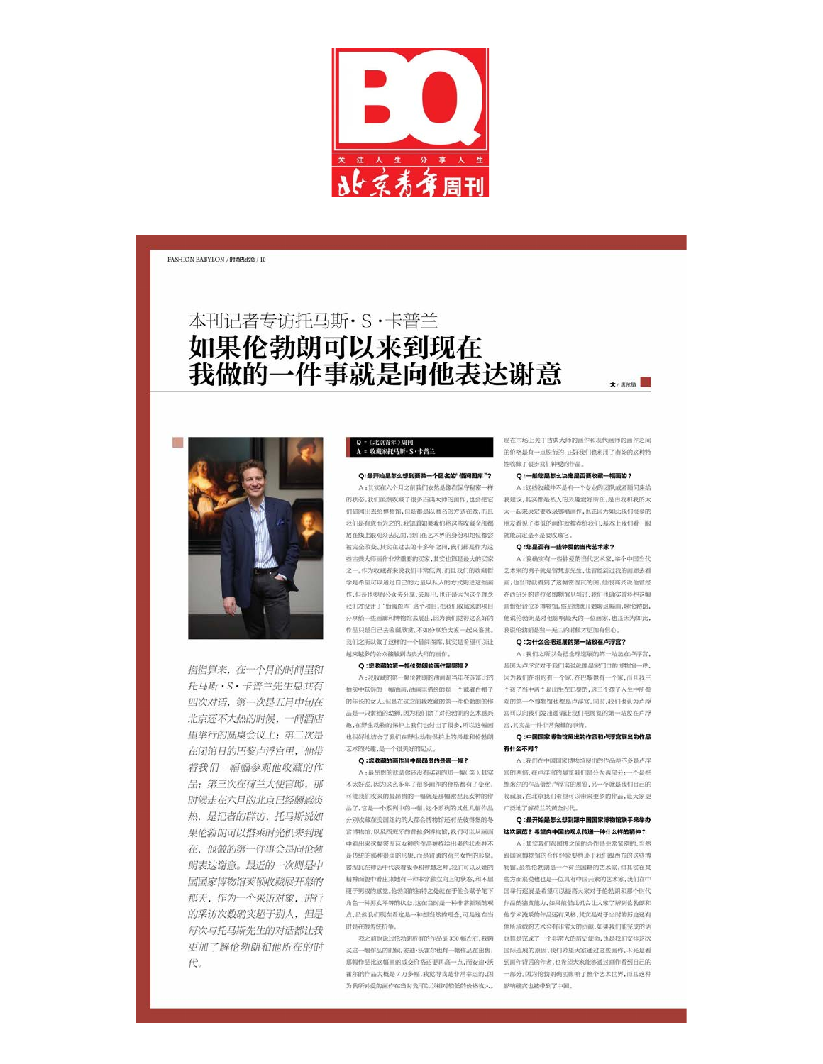BQ

关注人生 分享人生

北京青年周刊

本刊记者专访托马斯·S·卡普兰

# 如果伦勃朗可以来到现在 我做的一件事就是向他表达谢意

文/唐依敏

*掐指算来，在一个月的时间里和托马斯·S·卡普兰先生总共有四次对话，第一次是五月中旬在北京还不太热的时候，一间酒店里举行的圆桌会议上；第二次是在闭馆日的巴黎卢浮宫里，他带着我们一幅幅参观他收藏的作品；第三次在荷兰大使官邸，那时候走在六月的北京已经颇感炎热，是记者的群访，托马斯说如果伦勃朗可以搭乘时光机来到现在，他做的第一件事会是向伦勃朗表达谢意。最近的一次则是中国国家博物馆莱顿收藏展开幕的那天，作为一个采访对象，进行的采访次数确实超乎别人，但是每次与托马斯先生的对话都让我更加了解伦勃朗和他所在的时代。*

Q=《北京青年》周刊
A=收藏家托马斯·S·卡普兰

**Q：最开始是怎么想到要做一个匿名的"借阅图库"？**

A：其实在六个月之前我们依然是像在保守秘密一样的状态。我们虽然收藏了很多古典大师的画作，也会把它们借阅出去给博物馆，但是都是以匿名的方式在做，而且我们是有意而为之的。我知道如果我们将这些收藏全部都放在线上跟观众去见面，我们在艺术界的身份和地位都会被完全改变。其实在过去的十多年之间，我们都是作为这些古典大师画作非常重要的买家，其实也算是最大的买家之一。作为收藏者来说我们非常低调，而且我们的收藏哲学是希望可以通过自己的力量以私人的方式购进这些画作，但是也要跟公众去分享、去展出，也正是因为这个理念我们才设计了"借阅图库"这个项目，把我们收藏来的项目分享给一些画廊和博物馆去展出，因为我们觉得这么好的作品只是自己去收藏欣赏，不如分享给大家一起来鉴赏。我们之所以做了这样的一个借阅图库，其实是希望可以让越来越多的公众接触到古典大师的画作。

**Q：您收藏的第一幅伦勃朗的画作是哪幅？**

A：我收藏的第一幅伦勃朗的画是当年在苏富比的拍卖中获得的一幅油画，油画里描绘的是一个戴着白帽子的年长的女人。但是在这之前我收藏的第一件伦勃朗的作品是一只素描的幼狮，因为我们除了对伦勃朗的艺术感兴趣，在野生动物的保护上我们也付出了很多，所以这幅画也很好地结合了我们在野生动物保护上的兴趣和伦勃朗艺术的兴趣，是一个很美好的起点。

**Q：您收藏的画作当中最昂贵的是哪一幅？**

A：最昂贵的就是你还没有买到的那一幅(笑)。其实不太好说，因为这么多年了很多画作的价格都有了变化，可能我们收来的最昂贵的一幅就是那幅密涅瓦女神的作品了，它是一个系列中的一幅，这个系列的其他几幅作品分别收藏在美国纽约的大都会博物馆还有圣彼得堡的冬宫博物馆，以及西班牙的普拉多博物馆，我们可以从画面中看出来这幅密涅瓦女神的作品是被描绘出来的状态并不是传统的那种很柔美的形象，而是普通的荷兰女性的形象。密涅瓦在神话中代表着战争和智慧之神，我们可以从她的精神面貌中看出来她有一种非常独立向上的状态，和不屈服于男权的感觉，伦勃朗的独特之处就在于他会赋予笔下角色一种男女平等的状态，这在当时是一种非常新颖的观点，虽然我们现在看这是一种想当然的理念，可是这在当时是在做专统挑战。

我之前也说过伦勃朗所有的作品是350幅左右，我购买这一幅作品的时候，安迪·沃霍尔也有一幅作品在出售，那幅作品比这幅画的成交价格还要再高一点，而安迪·沃霍尔的作品大概是7万多幅，我觉得我是非常幸运的，因为我所钟爱的画作在当时我可以以相对较低的价格收入。现在市场上关于古典大师的画作和现代画师的画作之间的价格是有一点脱节的，正好我们也利用了市场的这种特性收藏了很多我们钟爱的作品。

**Q：一般您是怎么决定是否要收藏一幅画的？**

A：这些收藏并不是有一个专业的团队或者顾问来给我建议，其实都是私人的兴趣爱好所在，是由我和我的太太一起来决定要收录哪幅画作，也正因为如此我们很多的朋友看见了类似的画作就推荐给我们，基本上我们看一眼就能决定是不是要收藏它。

**Q：您是否有一些钟爱的当代艺术家？**

A：我确实有一些钟爱的当代艺术家，举个中国当代艺术家的例子就是曾梵志先生，他曾经到过我的画廊去看画，他当时就看到了这幅密涅瓦的画，他很喜欢就说他曾经在西班牙的普拉多博物馆见到过，我们也确实曾经把这幅画借给普拉多博物馆，然后他就开始聊这幅画，聊伦勃朗，他说伦勃朗是对他影响最大的一位画家，也正因为如此，我说伦勃朗是独一无二的即使才更加有信心。

**Q：为什么会把巡展的第一站放在卢浮宫？**

A：我们之所以会把全球巡展的第一站放在卢浮宫，是因为卢浮宫对于我们来说就像是家门口的博物馆一样。因为我们在纽约有一个家，在巴黎也有一个家，而且我三个孩子当中两个是出生在巴黎的，这三个孩子人生中所参观的第一个博物馆也都是卢浮宫。同时，我们也认为卢浮宫可以向我们发出邀请让我们把展览的第一站放在卢浮宫，其实是一件非常荣耀的事情。

**Q：中国国家博物馆展出的作品和卢浮宫展出的作品有什么不同？**

A：我们在中国国家博物馆展出的作品差不多是卢浮宫的两倍，在卢浮宫的展览我们是分为两部分：一个是把维米尔的作品借给卢浮宫的展览，另一个就是我们自己的收藏展，在北京我们希望可以带来更多的作品，让大家更广泛地了解荷兰的黄金时代。

**Q：最开始是怎么想到跟中国国家博物馆联手来举办这次展览？希望向中国的观众传递一种什么样的精神？**

A：其实我们跟国博之间的合作经验要得益于我们跟西方的这些博物馆，国家博物馆的合作经验要稍逊于我们跟西方的这些博物馆。虽然伦勃朗是一个荷兰国籍的艺术家，但其实在某些方面来说他也是一位具有中国元素的艺术家，我们在中国举行巡展是希望可以提高大家对于伦勃朗和那个时代作品的鉴赏能力，如果能借此机会让大家了解到伦勃朗和他学术流派的作品还有风格，其实是对于当时的历史还有他所承载的艺术会有非常大的贡献，如果我们能完成的话也算是完成了一个非常大的历史使命，也是我们安排这次国际巡展的原因，我们希望大家通过这些画作，不光是看到画作背后的作者，也希望大家能够通过画作看到自己的一部分，因为伦勃朗确实影响了整个艺术世界，而且这种影响确实也波及到了中国。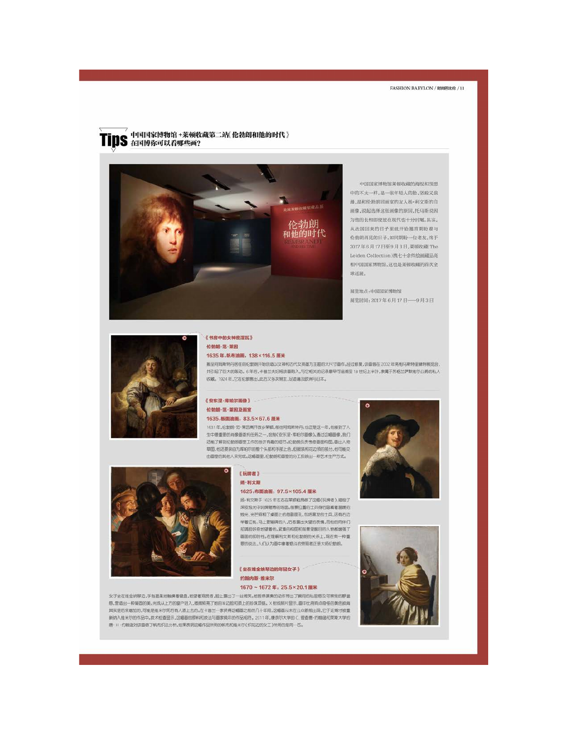## Tips 中国国家博物馆+莱顿收藏第二站《伦勃朗和他的时代》在国博你可以看哪些画?

中国国家博物馆莱顿收藏的海报和预想中的不太一样，是一张年轻人的脸，坚毅又浪漫，是和伦勃朗同画室的友人扬·利文斯的自画像，说起选择这张画像的原因，托马斯说因为他的长相即使放在现代也十分时髦。其实，从法国回来的日子里就开始翘首期盼着与伦勃朗再见的日子，如同期盼一位老友。终于2017年6月17日至9月3日，莱顿收藏(The Leiden Collection)携七十余件绘画藏品亮相中国国家博物馆，这也是莱顿收藏的首次全球巡展。

展览地点：中国国家博物馆

展览时间：2017年6月17日——9月3日

### 《书房中的女神密涅瓦》

**伦勃朗·范·莱因**

**1635年，帆布油画，138×116.5厘米**

搬至阿姆斯特丹居住的伦勃朗开始创造以女神和古代女英雄为主题的大尺寸画作。经过修复，该画曾在2002年希格马斯特里赫特展览会，并引起了巨大的轰动。6年后，卡普兰夫妇将该画购入。与它相关的记录最早可追溯至18世纪上半叶，隶属于苏格兰萨默维尔公爵的私人收藏。1924年，它在伦敦售出，此后又多次易主，足迹遍及欧洲与日本。

### 《安东涅·库帕尔画像》

**伦勃朗·范·莱因及画室**

**1635，板面油画，83.5×67.6厘米**

1631年，伦勃朗·范·莱因离开故乡莱顿，前往阿姆斯特丹；也正是这一年，他接到了人生中最重要的肖像画委托任务之一，绘制《安东涅·库帕尔画像》。通过这幅画像，我们还能了解到伦勃朗画室工作的些许有趣的细节。伦勃朗负责考虑画面构图，画出人物草图，他还要亲自为库帕尔的整个头部和手部上色，但服装和花边领的部分，也可能交由画室的其他人来完成。这幅画里，伦勃朗和画室的分工反映出一种艺术生产方式。

### 《玩牌者》

**扬·利文斯**

**1625，布面油画，97.5×105.4厘米**

扬·利文斯于1625年左右在莱顿绘制完成了这幅《玩牌者》，描绘了深夜烛光中玩牌赌博的场面。背景位置的士兵身后隐藏着翻腾的烛光，光芒照亮了桌面上的每副面孔，包括黑发的士兵。还有右边举着扛枪、马上要输牌的人，后者露出失望的表情，而他的同伴们却满脸好奇地望着他。紧凑的构图和前景里醒目的人物都增强了画面的即时性。在理解利文斯和伦勃朗的关系上，现在有一种重要的说法，人们认为画中拿着蜡斗的旁观者正是大师伦勃朗。

### 《坐在维金纳琴边的年轻女子》

**约翰内斯·维米尔**

**1670～1672年，25.5×20.1厘米**

女子坐在维金纳琴边，手指温柔地触摸着键盘，她望着观赏者，脸上露出了一丝微笑。她若停演奏的动作透出了瞬间的私密感及可亲近的静谧感，营造出一种凝固的美。光线从上方的窗户进入，微微照亮了她的半边脸和颈上的珍珠项链。X射线照片显示，画中比例有点奇怪的黄色披肩其实是后来增加的，可能是维米尔死后有人添上去的。在卡普兰一家获得这幅画之前的几十年间，这幅画从未在公众面前出现，它于近期才被重新纳入维米尔的作品中。技术检查显示，这幅画的原料和技法与画家晚年的作品相符。2011年，康奈尔大学的C.理查德·约翰逊和莱斯大学的唐·H·约翰逊对该画做了帆布的法分析，结果表明这幅作品所用的帆布和维米尔《织花边的女工》所用的是同一匹。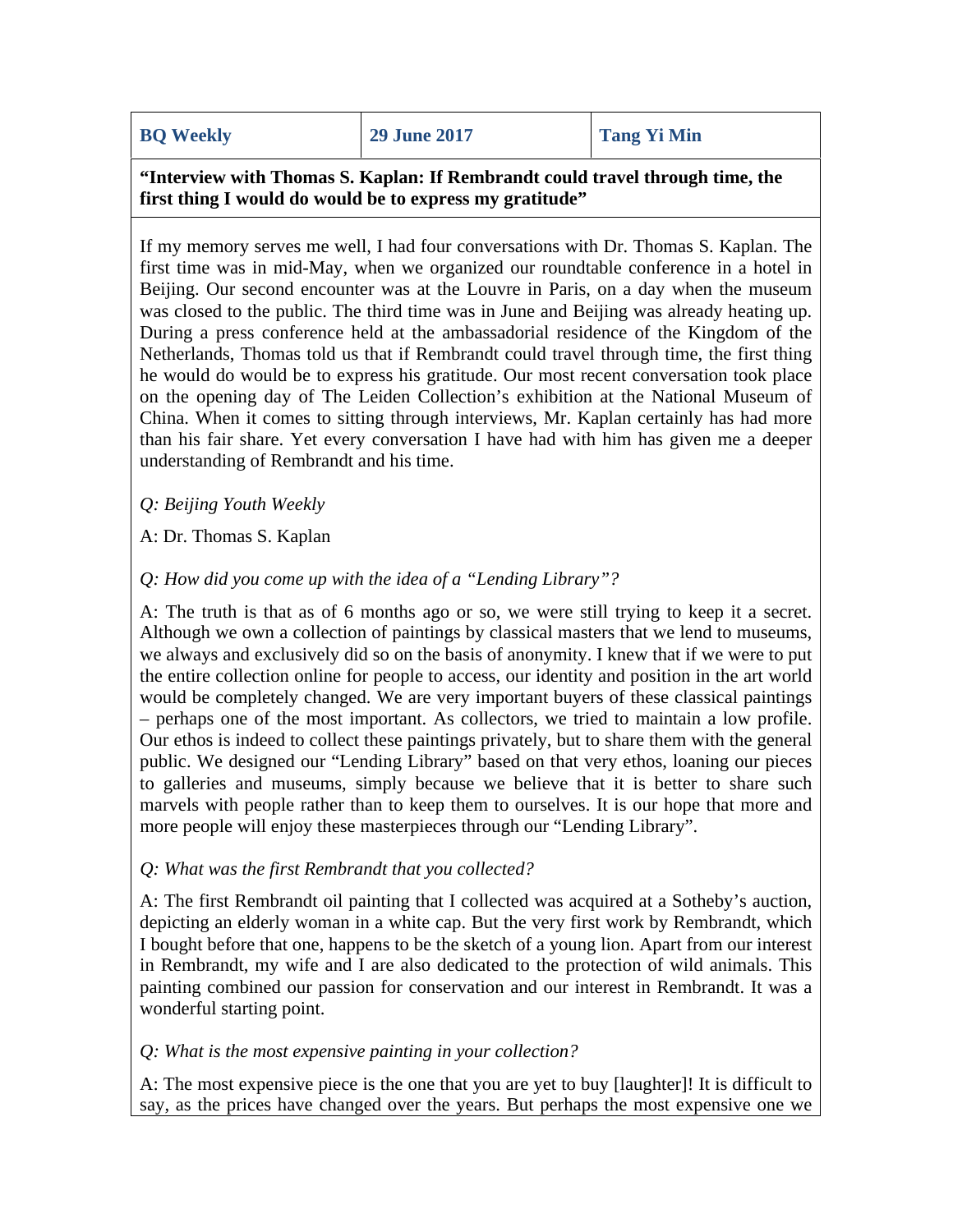| BQ Weekly | 29 June 2017 | Tang Yi Min |
| --- | --- | --- |

**"Interview with Thomas S. Kaplan: If Rembrandt could travel through time, the first thing I would do would be to express my gratitude"**

If my memory serves me well, I had four conversations with Dr. Thomas S. Kaplan. The first time was in mid-May, when we organized our roundtable conference in a hotel in Beijing. Our second encounter was at the Louvre in Paris, on a day when the museum was closed to the public. The third time was in June and Beijing was already heating up. During a press conference held at the ambassadorial residence of the Kingdom of the Netherlands, Thomas told us that if Rembrandt could travel through time, the first thing he would do would be to express his gratitude. Our most recent conversation took place on the opening day of The Leiden Collection's exhibition at the National Museum of China. When it comes to sitting through interviews, Mr. Kaplan certainly has had more than his fair share. Yet every conversation I have had with him has given me a deeper understanding of Rembrandt and his time.

*Q: Beijing Youth Weekly*

A: Dr. Thomas S. Kaplan

*Q: How did you come up with the idea of a "Lending Library"?*

A: The truth is that as of 6 months ago or so, we were still trying to keep it a secret. Although we own a collection of paintings by classical masters that we lend to museums, we always and exclusively did so on the basis of anonymity. I knew that if we were to put the entire collection online for people to access, our identity and position in the art world would be completely changed. We are very important buyers of these classical paintings – perhaps one of the most important. As collectors, we tried to maintain a low profile. Our ethos is indeed to collect these paintings privately, but to share them with the general public. We designed our "Lending Library" based on that very ethos, loaning our pieces to galleries and museums, simply because we believe that it is better to share such marvels with people rather than to keep them to ourselves. It is our hope that more and more people will enjoy these masterpieces through our "Lending Library".

*Q: What was the first Rembrandt that you collected?*

A: The first Rembrandt oil painting that I collected was acquired at a Sotheby's auction, depicting an elderly woman in a white cap. But the very first work by Rembrandt, which I bought before that one, happens to be the sketch of a young lion. Apart from our interest in Rembrandt, my wife and I are also dedicated to the protection of wild animals. This painting combined our passion for conservation and our interest in Rembrandt. It was a wonderful starting point.

*Q: What is the most expensive painting in your collection?*

A: The most expensive piece is the one that you are yet to buy [laughter]! It is difficult to say, as the prices have changed over the years. But perhaps the most expensive one we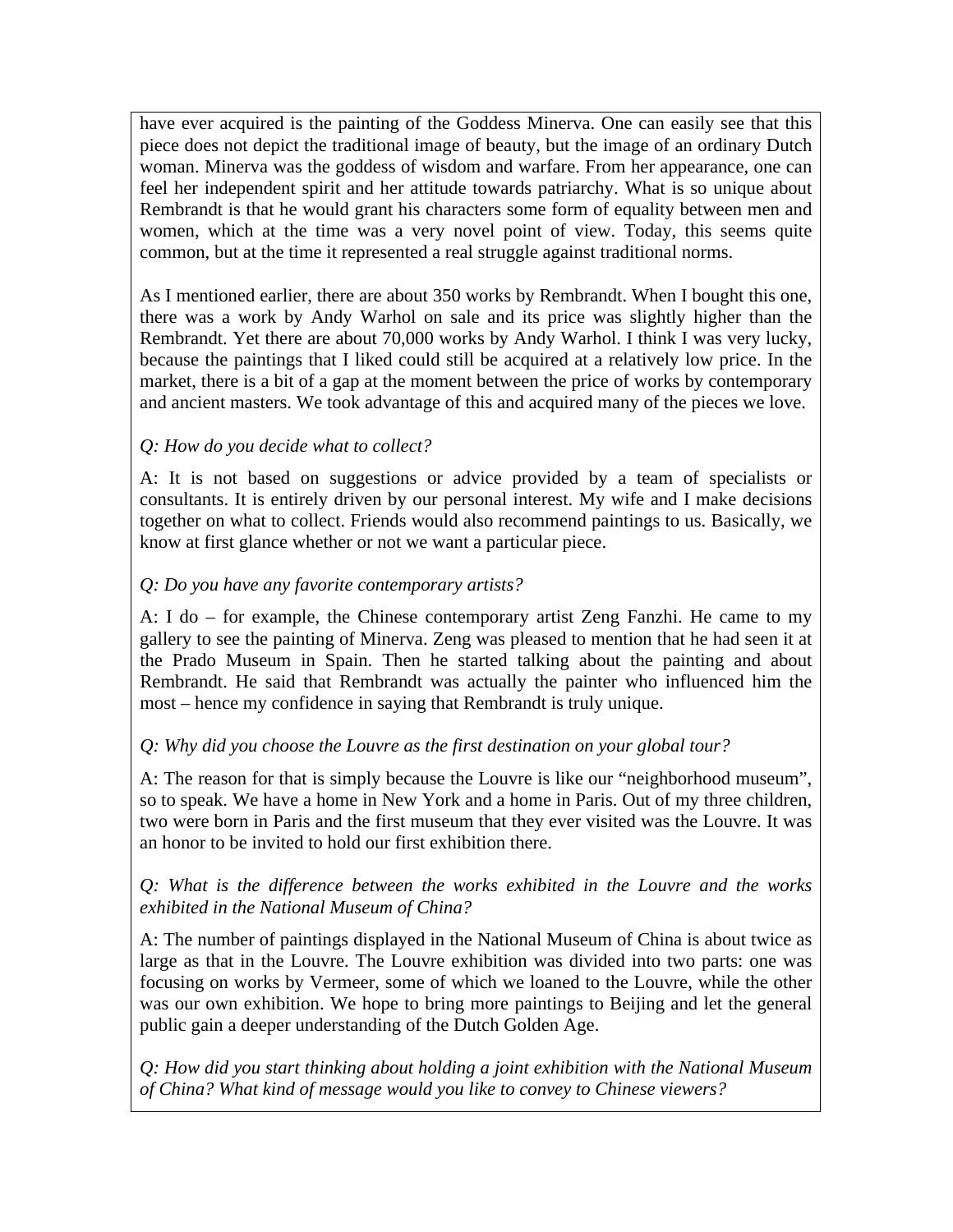have ever acquired is the painting of the Goddess Minerva. One can easily see that this piece does not depict the traditional image of beauty, but the image of an ordinary Dutch woman. Minerva was the goddess of wisdom and warfare. From her appearance, one can feel her independent spirit and her attitude towards patriarchy. What is so unique about Rembrandt is that he would grant his characters some form of equality between men and women, which at the time was a very novel point of view. Today, this seems quite common, but at the time it represented a real struggle against traditional norms.

As I mentioned earlier, there are about 350 works by Rembrandt. When I bought this one, there was a work by Andy Warhol on sale and its price was slightly higher than the Rembrandt. Yet there are about 70,000 works by Andy Warhol. I think I was very lucky, because the paintings that I liked could still be acquired at a relatively low price. In the market, there is a bit of a gap at the moment between the price of works by contemporary and ancient masters. We took advantage of this and acquired many of the pieces we love.

*Q: How do you decide what to collect?*

A: It is not based on suggestions or advice provided by a team of specialists or consultants. It is entirely driven by our personal interest. My wife and I make decisions together on what to collect. Friends would also recommend paintings to us. Basically, we know at first glance whether or not we want a particular piece.

*Q: Do you have any favorite contemporary artists?*

A: I do – for example, the Chinese contemporary artist Zeng Fanzhi. He came to my gallery to see the painting of Minerva. Zeng was pleased to mention that he had seen it at the Prado Museum in Spain. Then he started talking about the painting and about Rembrandt. He said that Rembrandt was actually the painter who influenced him the most – hence my confidence in saying that Rembrandt is truly unique.

*Q: Why did you choose the Louvre as the first destination on your global tour?*

A: The reason for that is simply because the Louvre is like our "neighborhood museum", so to speak. We have a home in New York and a home in Paris. Out of my three children, two were born in Paris and the first museum that they ever visited was the Louvre. It was an honor to be invited to hold our first exhibition there.

*Q: What is the difference between the works exhibited in the Louvre and the works exhibited in the National Museum of China?*

A: The number of paintings displayed in the National Museum of China is about twice as large as that in the Louvre. The Louvre exhibition was divided into two parts: one was focusing on works by Vermeer, some of which we loaned to the Louvre, while the other was our own exhibition. We hope to bring more paintings to Beijing and let the general public gain a deeper understanding of the Dutch Golden Age.

*Q: How did you start thinking about holding a joint exhibition with the National Museum of China? What kind of message would you like to convey to Chinese viewers?*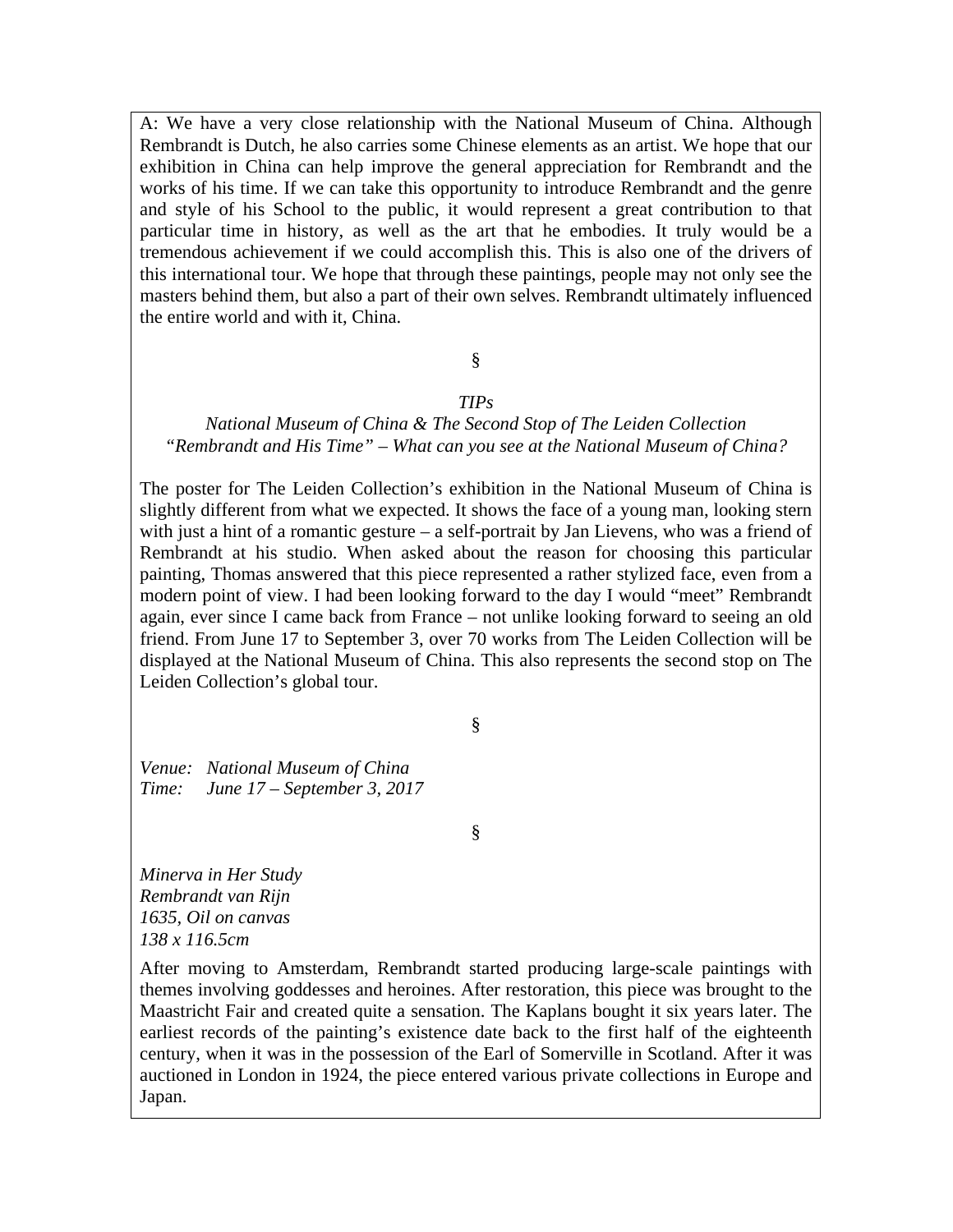A: We have a very close relationship with the National Museum of China. Although Rembrandt is Dutch, he also carries some Chinese elements as an artist. We hope that our exhibition in China can help improve the general appreciation for Rembrandt and the works of his time. If we can take this opportunity to introduce Rembrandt and the genre and style of his School to the public, it would represent a great contribution to that particular time in history, as well as the art that he embodies. It truly would be a tremendous achievement if we could accomplish this. This is also one of the drivers of this international tour. We hope that through these paintings, people may not only see the masters behind them, but also a part of their own selves. Rembrandt ultimately influenced the entire world and with it, China.

§

*TIPs*

*National Museum of China & The Second Stop of The Leiden Collection "Rembrandt and His Time" – What can you see at the National Museum of China?*

The poster for The Leiden Collection's exhibition in the National Museum of China is slightly different from what we expected. It shows the face of a young man, looking stern with just a hint of a romantic gesture – a self-portrait by Jan Lievens, who was a friend of Rembrandt at his studio. When asked about the reason for choosing this particular painting, Thomas answered that this piece represented a rather stylized face, even from a modern point of view. I had been looking forward to the day I would "meet" Rembrandt again, ever since I came back from France – not unlike looking forward to seeing an old friend. From June 17 to September 3, over 70 works from The Leiden Collection will be displayed at the National Museum of China. This also represents the second stop on The Leiden Collection's global tour.

§

*Venue: National Museum of China*
*Time: June 17 – September 3, 2017*

§

*Minerva in Her Study*
*Rembrandt van Rijn*
*1635, Oil on canvas*
*138 x 116.5cm*

After moving to Amsterdam, Rembrandt started producing large-scale paintings with themes involving goddesses and heroines. After restoration, this piece was brought to the Maastricht Fair and created quite a sensation. The Kaplans bought it six years later. The earliest records of the painting's existence date back to the first half of the eighteenth century, when it was in the possession of the Earl of Somerville in Scotland. After it was auctioned in London in 1924, the piece entered various private collections in Europe and Japan.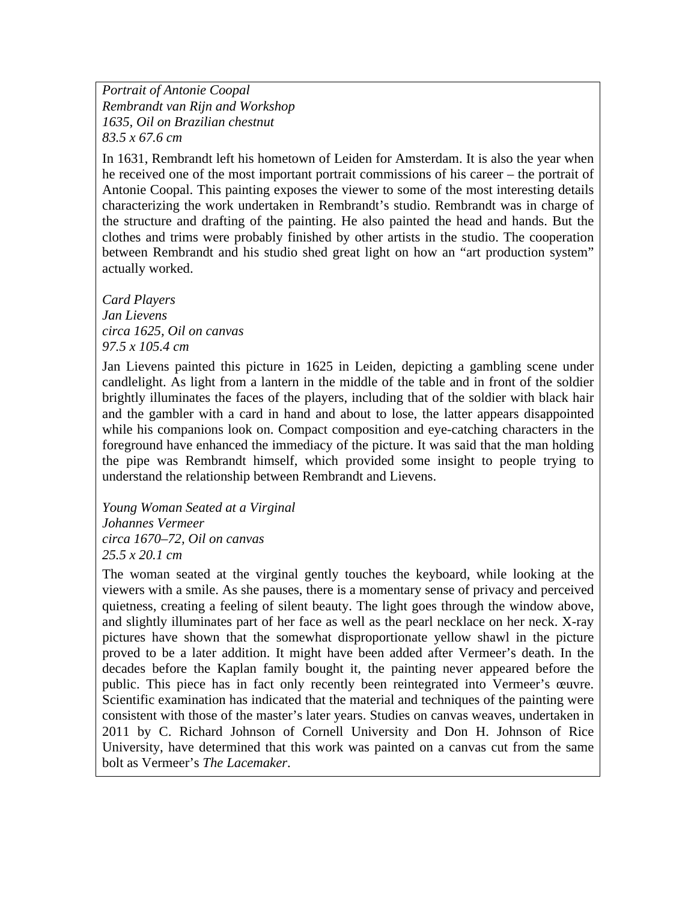*Portrait of Antonie Coopal*
*Rembrandt van Rijn and Workshop*
*1635, Oil on Brazilian chestnut*
*83.5 x 67.6 cm*

In 1631, Rembrandt left his hometown of Leiden for Amsterdam. It is also the year when he received one of the most important portrait commissions of his career – the portrait of Antonie Coopal. This painting exposes the viewer to some of the most interesting details characterizing the work undertaken in Rembrandt's studio. Rembrandt was in charge of the structure and drafting of the painting. He also painted the head and hands. But the clothes and trims were probably finished by other artists in the studio. The cooperation between Rembrandt and his studio shed great light on how an "art production system" actually worked.

*Card Players*
*Jan Lievens*
*circa 1625, Oil on canvas*
*97.5 x 105.4 cm*

Jan Lievens painted this picture in 1625 in Leiden, depicting a gambling scene under candlelight. As light from a lantern in the middle of the table and in front of the soldier brightly illuminates the faces of the players, including that of the soldier with black hair and the gambler with a card in hand and about to lose, the latter appears disappointed while his companions look on. Compact composition and eye-catching characters in the foreground have enhanced the immediacy of the picture. It was said that the man holding the pipe was Rembrandt himself, which provided some insight to people trying to understand the relationship between Rembrandt and Lievens.

*Young Woman Seated at a Virginal*
*Johannes Vermeer*
*circa 1670–72, Oil on canvas*
*25.5 x 20.1 cm*

The woman seated at the virginal gently touches the keyboard, while looking at the viewers with a smile. As she pauses, there is a momentary sense of privacy and perceived quietness, creating a feeling of silent beauty. The light goes through the window above, and slightly illuminates part of her face as well as the pearl necklace on her neck. X-ray pictures have shown that the somewhat disproportionate yellow shawl in the picture proved to be a later addition. It might have been added after Vermeer's death. In the decades before the Kaplan family bought it, the painting never appeared before the public. This piece has in fact only recently been reintegrated into Vermeer's œuvre. Scientific examination has indicated that the material and techniques of the painting were consistent with those of the master's later years. Studies on canvas weaves, undertaken in 2011 by C. Richard Johnson of Cornell University and Don H. Johnson of Rice University, have determined that this work was painted on a canvas cut from the same bolt as Vermeer's *The Lacemaker*.